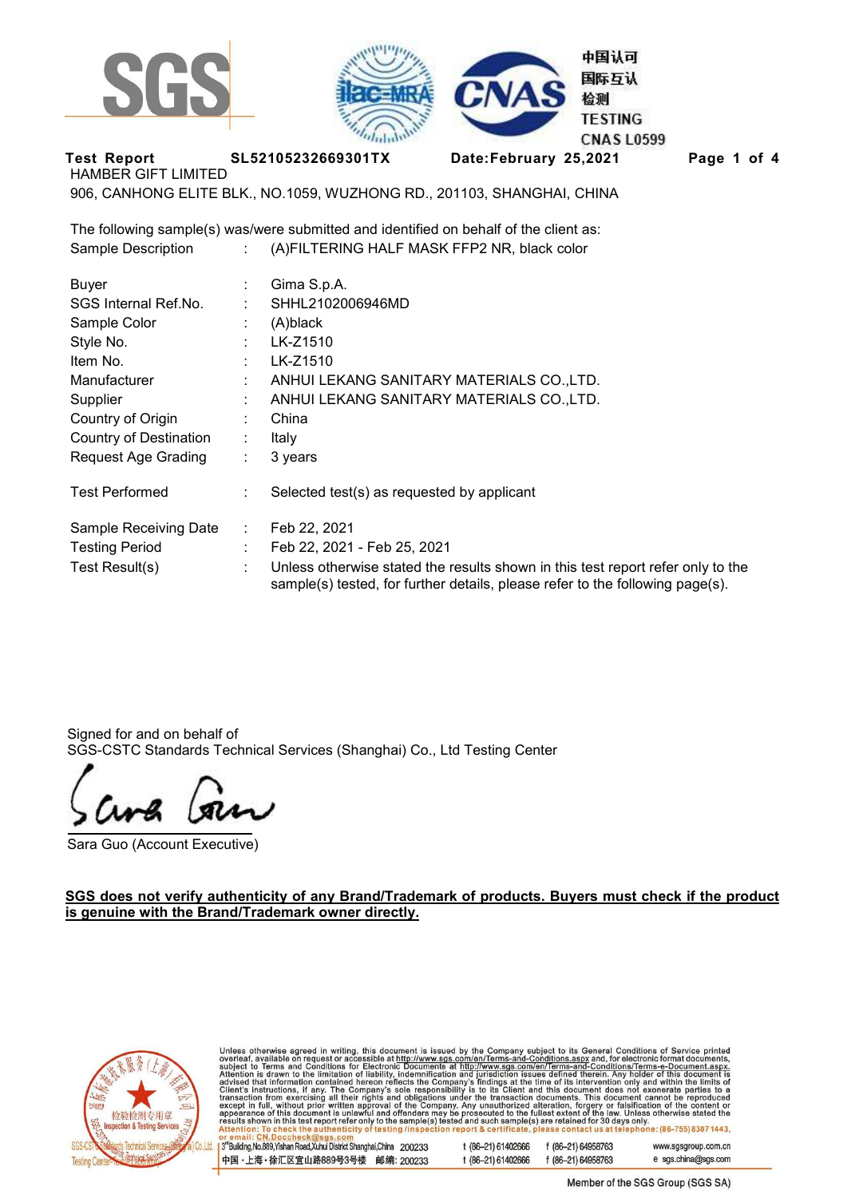**Test Report SL52105232669301TX Date:February 25,2021**

HAMBER GIFT LIMITED

906, CANHONG ELITE BLK., NO.1059, WUZHONG RD., 201103, SHANGHAI, CHINA

The following sample(s) was/were submitted and identified on behalf of the client as:

| | | |
|---|---|---|
| Sample Description | : | (A)FILTERING HALF MASK FFP2 NR, black color |
| Buyer | : | Gima S.p.A. |
| SGS Internal Ref.No. | : | SHHL2102006946MD |
| Sample Color | : | (A)black |
| Style No. | : | LK-Z1510 |
| Item No. | : | LK-Z1510 |
| Manufacturer | : | ANHUI LEKANG SANITARY MATERIALS CO.,LTD. |
| Supplier | : | ANHUI LEKANG SANITARY MATERIALS CO.,LTD. |
| Country of Origin | : | China |
| Country of Destination | : | Italy |
| Request Age Grading | : | 3 years |
| Test Performed | : | Selected test(s) as requested by applicant |
| Sample Receiving Date | : | Feb 22, 2021 |
| Testing Period | : | Feb 22, 2021 - Feb 25, 2021 |
| Test Result(s) | : | Unless otherwise stated the results shown in this test report refer only to the sample(s) tested, for further details, please refer to the following page(s). |

Signed for and on behalf of
SGS-CSTC Standards Technical Services (Shanghai) Co., Ltd Testing Center

Sara Guo (Account Executive)

**SGS does not verify authenticity of any Brand/Trademark of products. Buyers must check if the product is genuine with the Brand/Trademark owner directly.**

Unless otherwise agreed in writing, this document is issued by the Company subject to its General Conditions of Service printed overleaf, available on request or accessible at http://www.sgs.com/en/Terms-and-Conditions.aspx and, for electronic format documents, subject to Terms and Conditions for Electronic Documents at http://www.sgs.com/en/Terms-and-Conditions/Terms-e-Document.aspx. Attention is drawn to the limitation of liability, indemnification and jurisdiction issues defined therein. Any holder of this document is advised that information contained hereon reflects the Company's findings at the time of its intervention only and within the limits of Client's instructions, if any. The Company's sole responsibility is to its Client and this document does not exonerate parties to a transaction from exercising all their rights and obligations under the transaction documents. This document cannot be reproduced except in full, without prior written approval of the Company. Any unauthorized alteration, forgery or falsification of the content or appearance of this document is unlawful and offenders may be prosecuted to the fullest extent of the law. Unless otherwise stated the results shown in this test report refer only to the sample(s) tested and such sample(s) are retained for 30 days only.
Attention: To check the authenticity of testing /inspection report & certificate, please contact us at telephone: (86-755) 8307 1443, or email: CN.Doccheck@sgs.com

3rd Building, No.889, Yishan Road, Xuhui District Shanghai, China 200233 t (86-21) 61402666 f (86-21) 64958763 www.sgsgroup.com.cn
中国・上海・徐汇区宜山路889号3号楼 邮编: 200233 t (86-21) 61402666 f (86-21) 64958763 e sgs.china@sgs.com

Member of the SGS Group (SGS SA)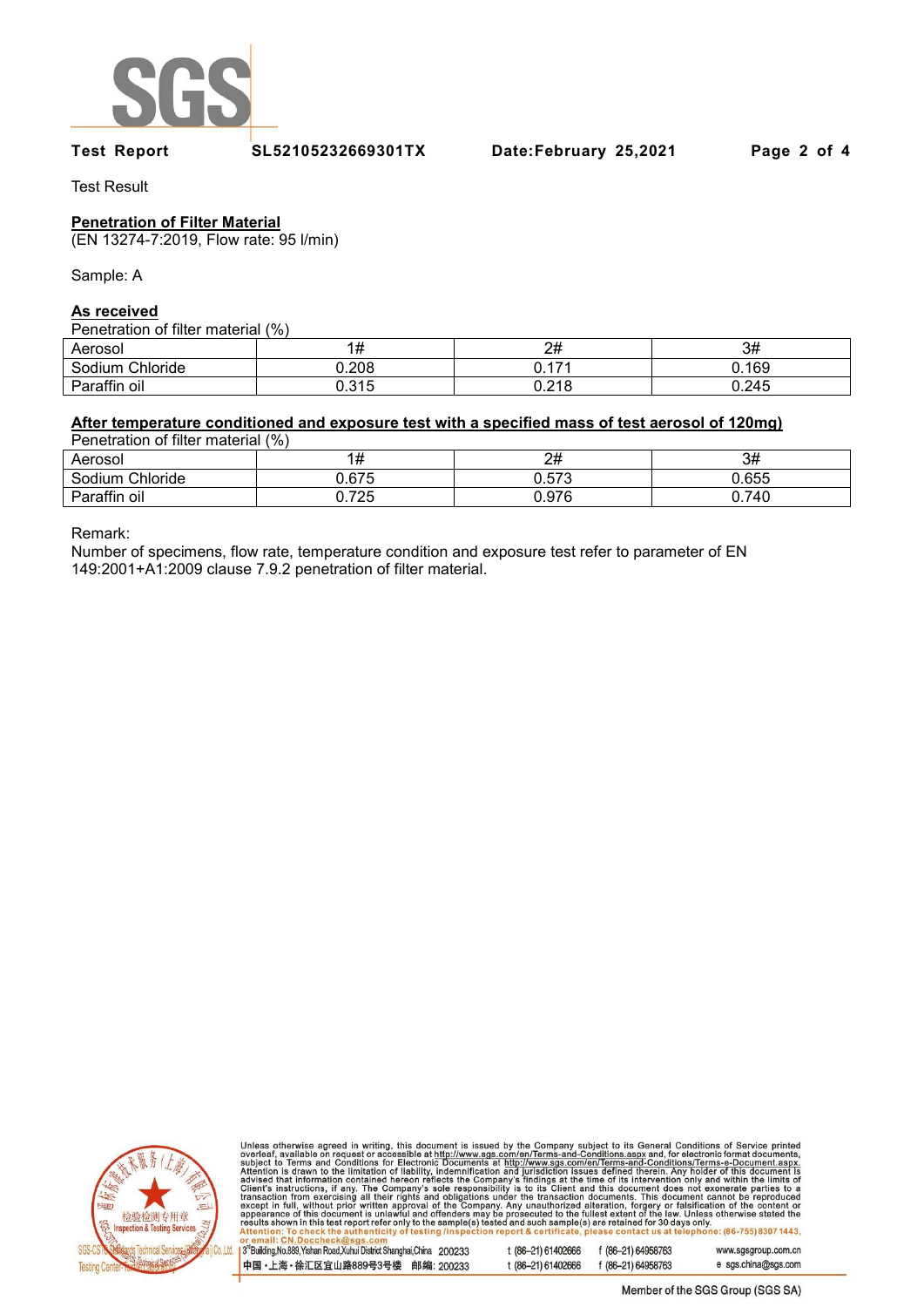Test Result

**Penetration of Filter Material**
(EN 13274-7:2019, Flow rate: 95 l/min)

Sample: A

**As received**

Penetration of filter material (%)

| Aerosol | 1# | 2# | 3# |
|---|---|---|---|
| Sodium Chloride | 0.208 | 0.171 | 0.169 |
| Paraffin oil | 0.315 | 0.218 | 0.245 |

**After temperature conditioned and exposure test with a specified mass of test aerosol of 120mg)**

Penetration of filter material (%)

| Aerosol | 1# | 2# | 3# |
|---|---|---|---|
| Sodium Chloride | 0.675 | 0.573 | 0.655 |
| Paraffin oil | 0.725 | 0.976 | 0.740 |

Remark:
Number of specimens, flow rate, temperature condition and exposure test refer to parameter of EN 149:2001+A1:2009 clause 7.9.2 penetration of filter material.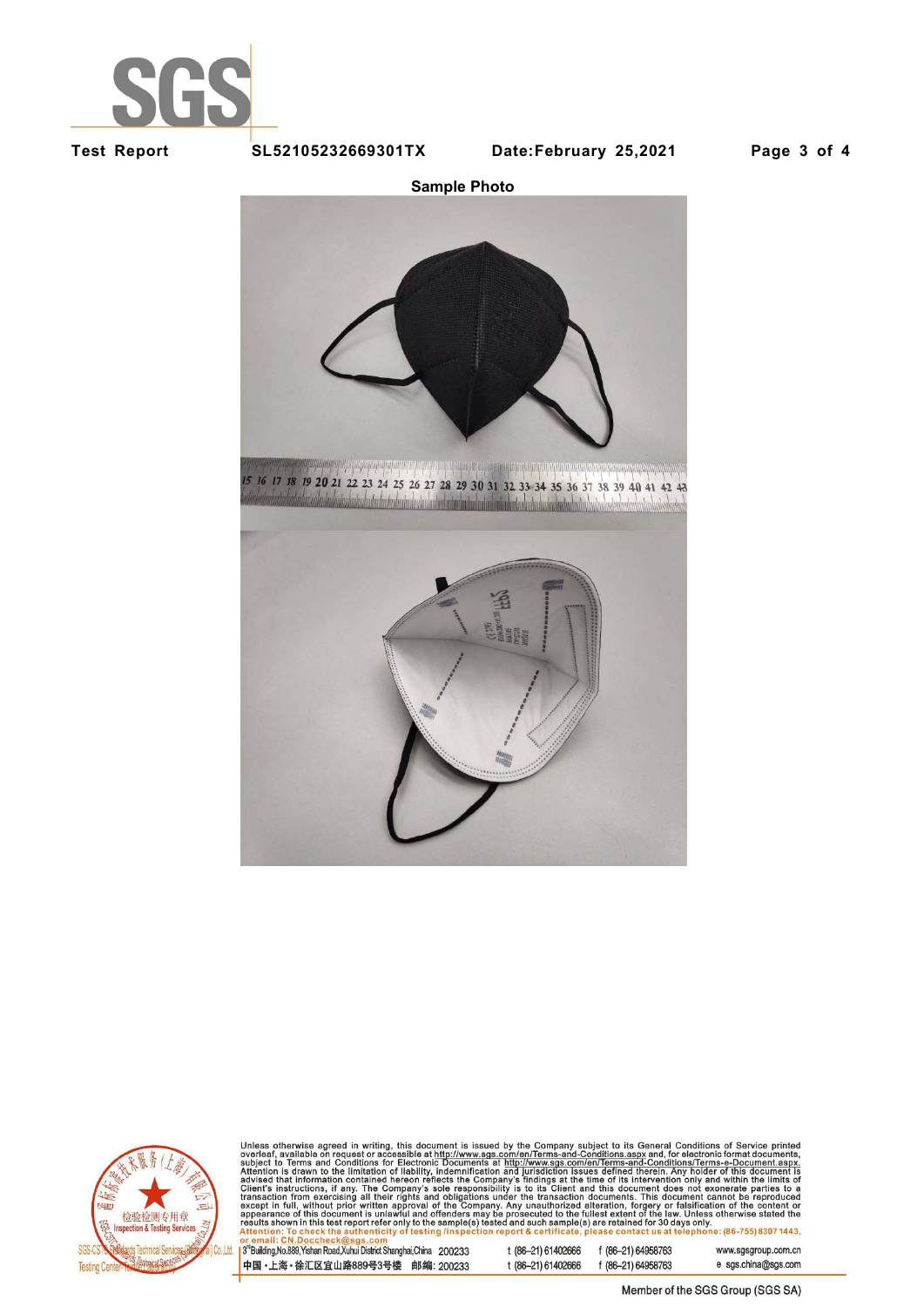**Sample Photo**

Unless otherwise agreed in writing, this document is issued by the Company subject to its General Conditions of Service printed overleaf, available on request or accessible at http://www.sgs.com/en/Terms-and-Conditions.aspx and, for electronic format documents, subject to Terms and Conditions for Electronic Documents at http://www.sgs.com/en/Terms-and-Conditions/Terms-e-Document.aspx. Attention is drawn to the limitation of liability, indemnification and jurisdiction issues defined therein. Any holder of this document is advised that information contained hereon reflects the Company's findings at the time of its intervention only and within the limits of Client's instructions, if any. The Company's sole responsibility is to its Client and this document does not exonerate parties to a transaction from exercising all their rights and obligations under the transaction documents. This document cannot be reproduced except in full, without prior written approval of the Company. Any unauthorized alteration, forgery or falsification of the content or appearance of this document is unlawful and offenders may be prosecuted to the fullest extent of the law. Unless otherwise stated the results shown in this test report refer only to the sample(s) tested and such sample(s) are retained for 30 days only.
Attention: To check the authenticity of testing /inspection report & certificate, please contact us at telephone: (86-755) 8307 1443, or email: CN.Doccheck@sgs.com

3rd Building,No.889,Yishan Road,Xuhui District Shanghai,China 200233 | t (86-21) 61402666 | f (86-21) 64958763 | www.sgsgroup.com.cn
中国・上海・徐汇区宜山路889号3号楼 邮编: 200233 | t (86-21) 61402666 | f (86-21) 64958763 | e sgs.china@sgs.com

Member of the SGS Group (SGS SA)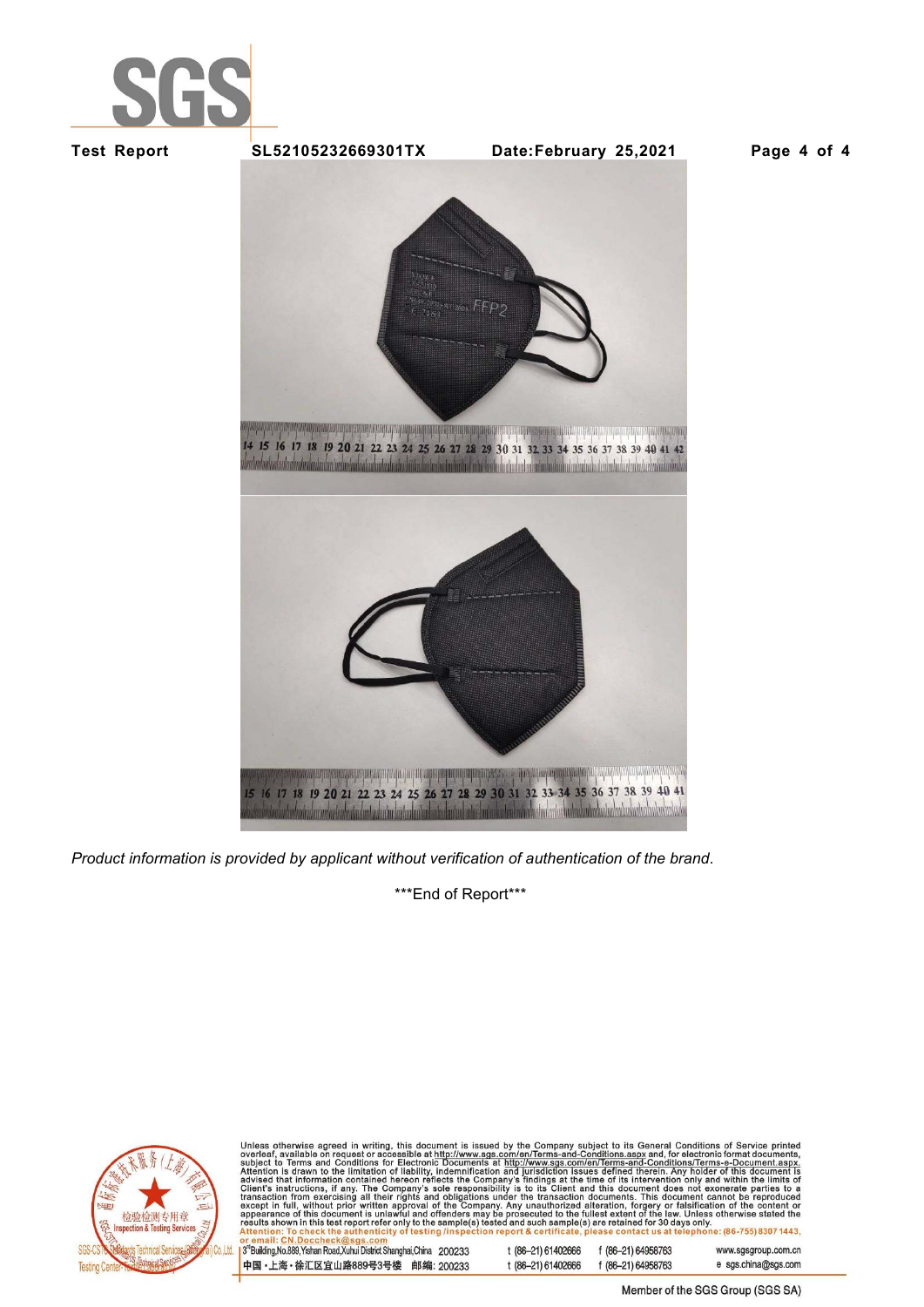*Product information is provided by applicant without verification of authentication of the brand*.

***End of Report***

Unless otherwise agreed in writing, this document is issued by the Company subject to its General Conditions of Service printed overleaf, available on request or accessible at http://www.sgs.com/en/Terms-and-Conditions.aspx and, for electronic format documents, subject to Terms and Conditions for Electronic Documents at http://www.sgs.com/en/Terms-and-Conditions/Terms-e-Document.aspx. Attention is drawn to the limitation of liability, indemnification and jurisdiction issues defined therein. Any holder of this document is advised that information contained hereon reflects the Company's findings at the time of its intervention only and within the limits of Client's instructions, if any. The Company's sole responsibility is to its Client and this document does not exonerate parties to a transaction from exercising all their rights and obligations under the transaction documents. This document cannot be reproduced except in full, without prior written approval of the Company. Any unauthorized alteration, forgery or falsification of the content or appearance of this document is unlawful and offenders may be prosecuted to the fullest extent of the law. Unless otherwise stated the results shown in this test report refer only to the sample(s) tested and such sample(s) are retained for 30 days only.
**Attention: To check the authenticity of testing /inspection report & certificate, please contact us at telephone: (86-755) 8307 1443, or email: CN.Doccheck@sgs.com**

| | | | |
|---|---|---|---|
| 3rd Building,No.889,Yishan Road,Xuhui District Shanghai,China 200233 | t (86–21) 61402666 | f (86–21) 64958763 | www.sgsgroup.com.cn |
| 中国・上海・徐汇区宜山路889号3号楼 邮编: 200233 | t (86–21) 61402666 | f (86–21) 64958763 | e sgs.china@sgs.com |

Member of the SGS Group (SGS SA)